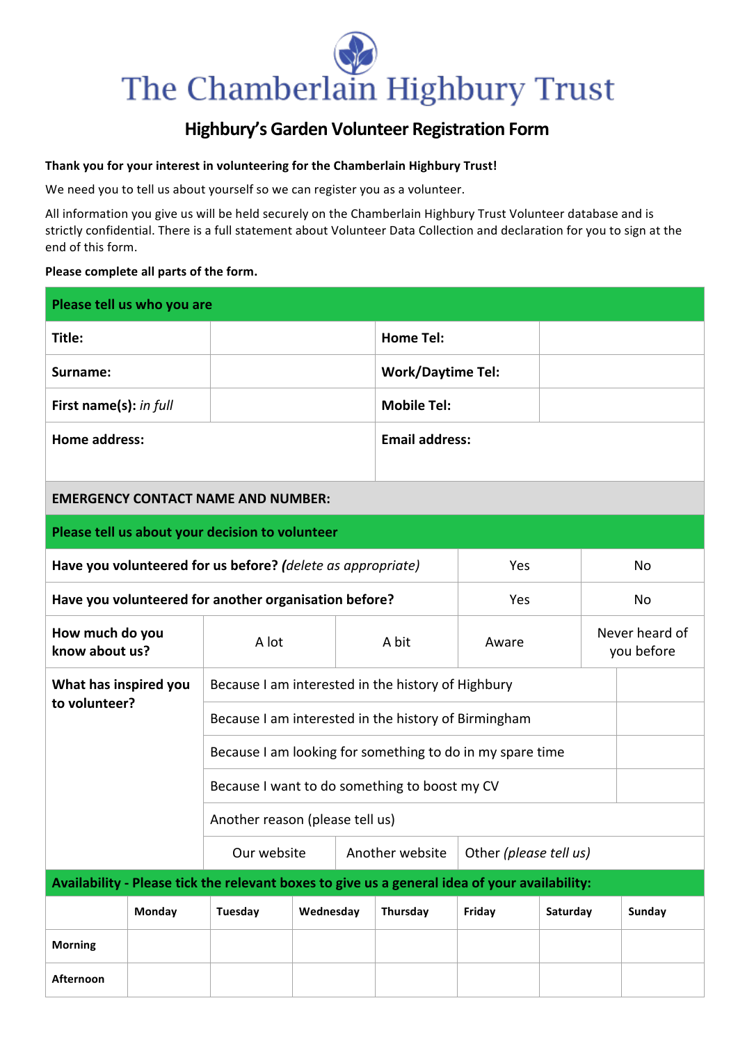# The Chamberlain Highbury Trust

## Highbury's Garden Volunteer Registration Form

**Thank you for your interest in volunteering for the Chamberlain Highbury Trust!**

We need you to tell us about yourself so we can register you as a volunteer.

All information you give us will be held securely on the Chamberlain Highbury Trust Volunteer database and is strictly confidential. There is a full statement about Volunteer Data Collection and declaration for you to sign at the end of this form.

**Please complete all parts of the form.**

| **Please tell us who you are** | | | |
|---|---|---|---|
| **Title:** | | **Home Tel:** | |
| **Surname:** | | **Work/Daytime Tel:** | |
| **First name(s):** *in full* | | **Mobile Tel:** | |
| **Home address:** | | **Email address:** | |
| **EMERGENCY CONTACT NAME AND NUMBER:** | | | |

| **Please tell us about your decision to volunteer** | | | | |
|---|---|---|---|---|
| **Have you volunteered for us before?** ***(****delete as appropriate****)*** | | | Yes | No |
| **Have you volunteered for another organisation before?** | | | Yes | No |
| **How much do you know about us?** | A lot | A bit | Aware | Never heard of you before |
| **What has inspired you to volunteer?** | Because I am interested in the history of Highbury | | | |
| | Because I am interested in the history of Birmingham | | | |
| | Because I am looking for something to do in my spare time | | | |
| | Because I want to do something to boost my CV | | | |
| | Another reason (please tell us) | | | |
| | Our website | Another website | Other *(please tell us)* | |

| **Availability - Please tick the relevant boxes to give us a general idea of your availability:** | | | | | | | |
|---|---|---|---|---|---|---|---|
| | **Monday** | **Tuesday** | **Wednesday** | **Thursday** | **Friday** | **Saturday** | **Sunday** |
| **Morning** | | | | | | | |
| **Afternoon** | | | | | | | |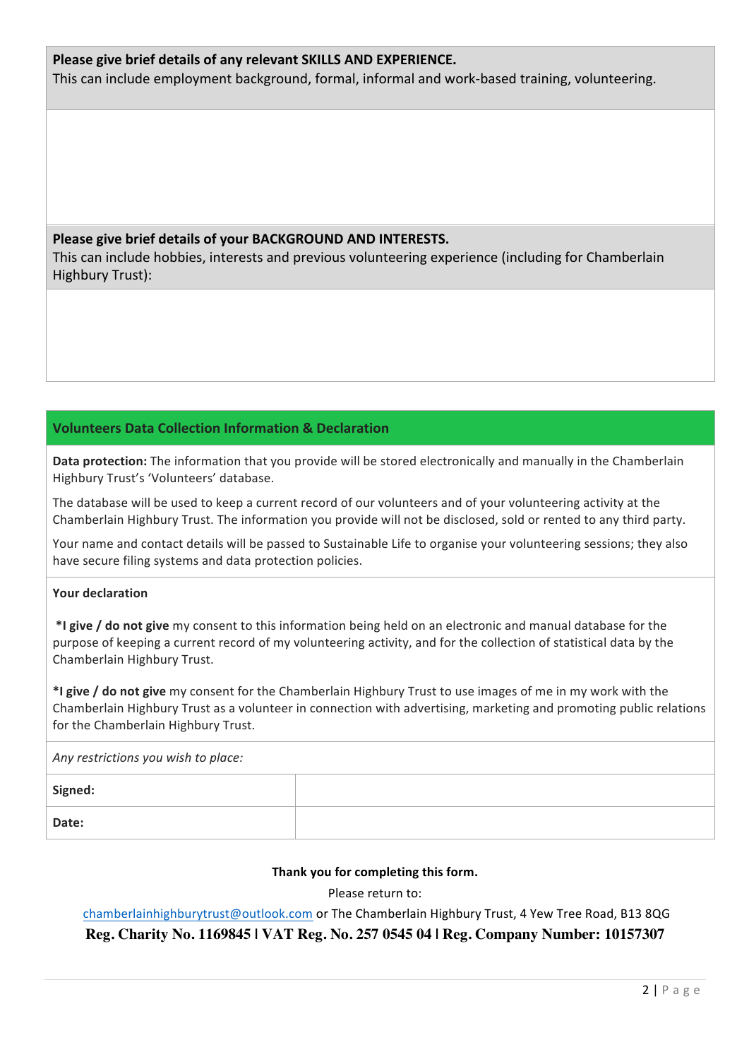**Please give brief details of any relevant SKILLS AND EXPERIENCE.**
This can include employment background, formal, informal and work-based training, volunteering.

**Please give brief details of your BACKGROUND AND INTERESTS.**
This can include hobbies, interests and previous volunteering experience (including for Chamberlain Highbury Trust):

## Volunteers Data Collection Information & Declaration

**Data protection:** The information that you provide will be stored electronically and manually in the Chamberlain Highbury Trust's 'Volunteers' database.

The database will be used to keep a current record of our volunteers and of your volunteering activity at the Chamberlain Highbury Trust. The information you provide will not be disclosed, sold or rented to any third party.

Your name and contact details will be passed to Sustainable Life to organise your volunteering sessions; they also have secure filing systems and data protection policies.

**Your declaration**

***I give / do not give** my consent to this information being held on an electronic and manual database for the purpose of keeping a current record of my volunteering activity, and for the collection of statistical data by the Chamberlain Highbury Trust.

***I give / do not give** my consent for the Chamberlain Highbury Trust to use images of me in my work with the Chamberlain Highbury Trust as a volunteer in connection with advertising, marketing and promoting public relations for the Chamberlain Highbury Trust.

*Any restrictions you wish to place:*

| | |
|---|---|
| **Signed:** | |
| **Date:** | |

**Thank you for completing this form.**

Please return to:

chamberlainhighburytrust@outlook.com or The Chamberlain Highbury Trust, 4 Yew Tree Road, B13 8QG

**Reg. Charity No. 1169845 | VAT Reg. No. 257 0545 04 | Reg. Company Number: 10157307**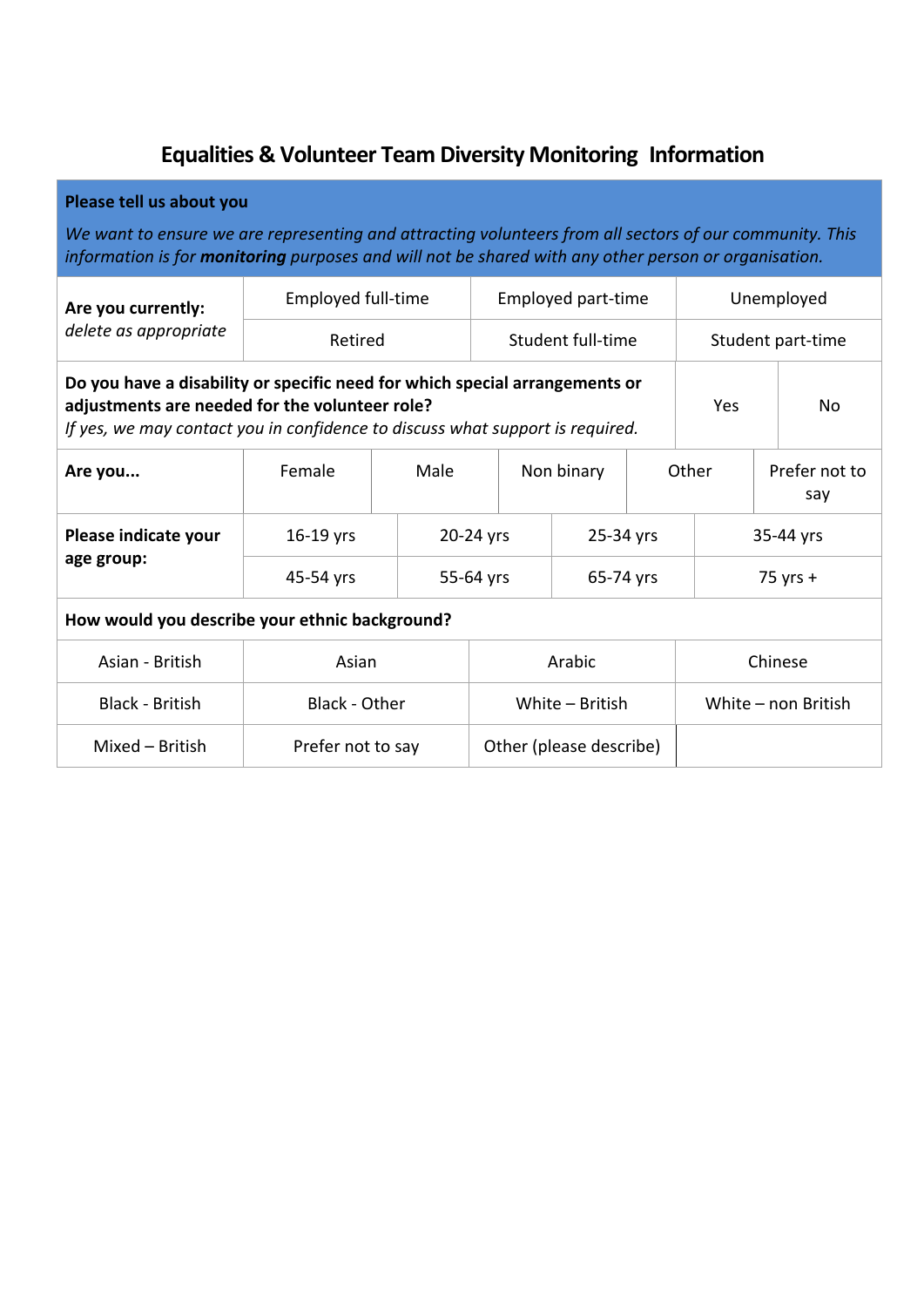# Equalities & Volunteer Team Diversity Monitoring Information

| | | | | | |
|---|---|---|---|---|---|
| **Please tell us about you**<br>*We want to ensure we are representing and attracting volunteers from all sectors of our community. This information is for **monitoring** purposes and will not be shared with any other person or organisation.* | | | | | |
| **Are you currently:**<br>*delete as appropriate* | Employed full-time | | Employed part-time | Unemployed | |
| | Retired | | Student full-time | Student part-time | |
| **Do you have a disability or specific need for which special arrangements or adjustments are needed for the volunteer role?**<br>*If yes, we may contact you in confidence to discuss what support is required.* | | | | Yes | No |
| **Are you...** | Female | Male | Non binary | Other | Prefer not to say |
| **Please indicate your age group:** | 16-19 yrs | 20-24 yrs | 25-34 yrs | 35-44 yrs | |
| | 45-54 yrs | 55-64 yrs | 65-74 yrs | 75 yrs + | |
| **How would you describe your ethnic background?** | | | | | |
| Asian - British | Asian | | Arabic | Chinese | |
| Black - British | Black - Other | | White – British | White – non British | |
| Mixed – British | Prefer not to say | | Other (please describe) | | |